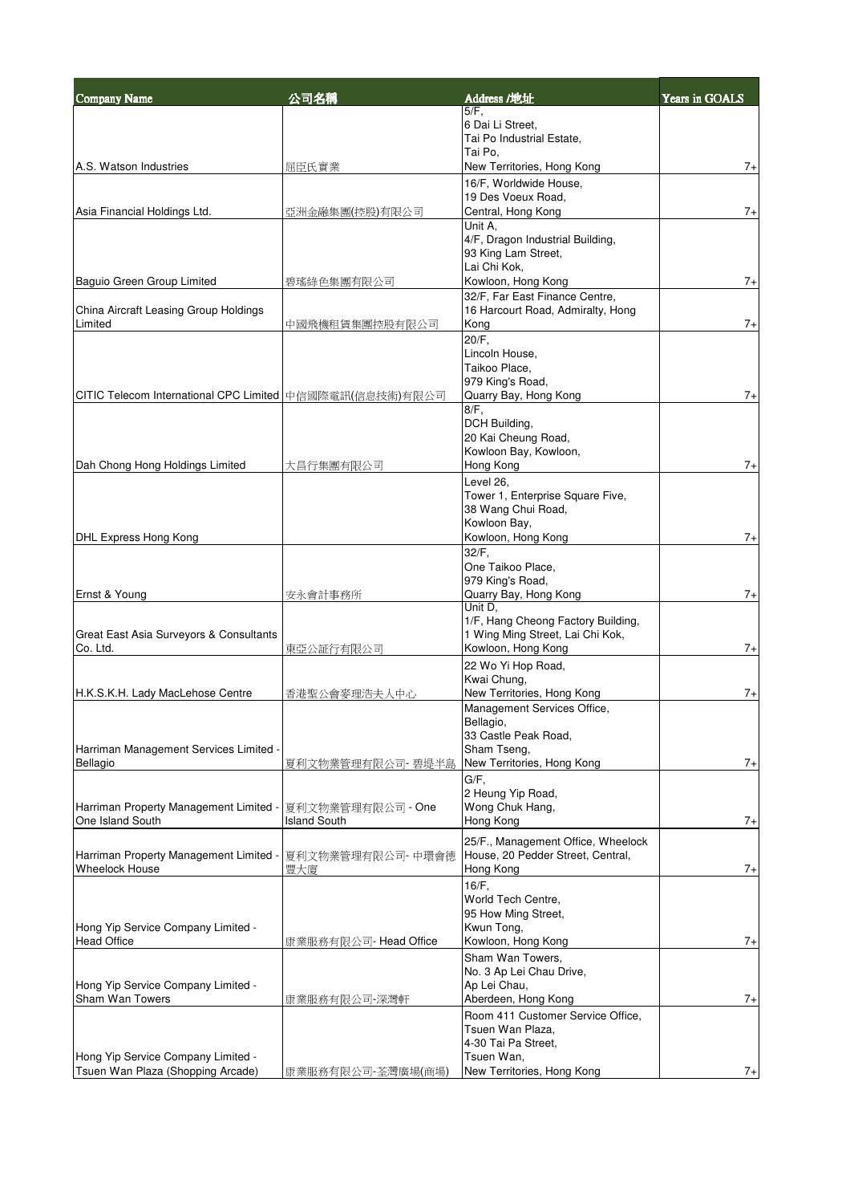| Company Name | 公司名稱 | Address /地址 | Years in GOALS |
| --- | --- | --- | --- |
| A.S. Watson Industries | 屈臣氏實業 | 5/F, 6 Dai Li Street, Tai Po Industrial Estate, Tai Po, New Territories, Hong Kong | 7+ |
| Asia Financial Holdings Ltd. | 亞洲金融集團(控股)有限公司 | 16/F, Worldwide House, 19 Des Voeux Road, Central, Hong Kong | 7+ |
| Baguio Green Group Limited | 碧瑤綠色集團有限公司 | Unit A, 4/F, Dragon Industrial Building, 93 King Lam Street, Lai Chi Kok, Kowloon, Hong Kong | 7+ |
| China Aircraft Leasing Group Holdings Limited | 中國飛機租賃集團控股有限公司 | 32/F, Far East Finance Centre, 16 Harcourt Road, Admiralty, Hong Kong | 7+ |
| CITIC Telecom International CPC Limited | 中信國際電訊(信息技術)有限公司 | 20/F, Lincoln House, Taikoo Place, 979 King's Road, Quarry Bay, Hong Kong | 7+ |
| Dah Chong Hong Holdings Limited | 大昌行集團有限公司 | 8/F, DCH Building, 20 Kai Cheung Road, Kowloon Bay, Kowloon, Hong Kong | 7+ |
| DHL Express Hong Kong | | Level 26, Tower 1, Enterprise Square Five, 38 Wang Chui Road, Kowloon Bay, Kowloon, Hong Kong | 7+ |
| Ernst & Young | 安永會計事務所 | 32/F, One Taikoo Place, 979 King's Road, Quarry Bay, Hong Kong | 7+ |
| Great East Asia Surveyors & Consultants Co. Ltd. | 東亞公証行有限公司 | Unit D, 1/F, Hang Cheong Factory Building, 1 Wing Ming Street, Lai Chi Kok, Kowloon, Hong Kong | 7+ |
| H.K.S.K.H. Lady MacLehose Centre | 香港聖公會麥理浩夫人中心 | 22 Wo Yi Hop Road, Kwai Chung, New Territories, Hong Kong | 7+ |
| Harriman Management Services Limited - Bellagio | 夏利文物業管理有限公司- 碧堤半島 | Management Services Office, Bellagio, 33 Castle Peak Road, Sham Tseng, New Territories, Hong Kong | 7+ |
| Harriman Property Management Limited - One Island South | 夏利文物業管理有限公司 - One Island South | G/F, 2 Heung Yip Road, Wong Chuk Hang, Hong Kong | 7+ |
| Harriman Property Management Limited - Wheelock House | 夏利文物業管理有限公司- 中環會德豐大廈 | 25/F., Management Office, Wheelock House, 20 Pedder Street, Central, Hong Kong | 7+ |
| Hong Yip Service Company Limited - Head Office | 康業服務有限公司- Head Office | 16/F, World Tech Centre, 95 How Ming Street, Kwun Tong, Kowloon, Hong Kong | 7+ |
| Hong Yip Service Company Limited - Sham Wan Towers | 康業服務有限公司-深灣軒 | Sham Wan Towers, No. 3 Ap Lei Chau Drive, Ap Lei Chau, Aberdeen, Hong Kong | 7+ |
| Hong Yip Service Company Limited - Tsuen Wan Plaza (Shopping Arcade) | 康業服務有限公司-荃灣廣場(商場) | Room 411 Customer Service Office, Tsuen Wan Plaza, 4-30 Tai Pa Street, Tsuen Wan, New Territories, Hong Kong | 7+ |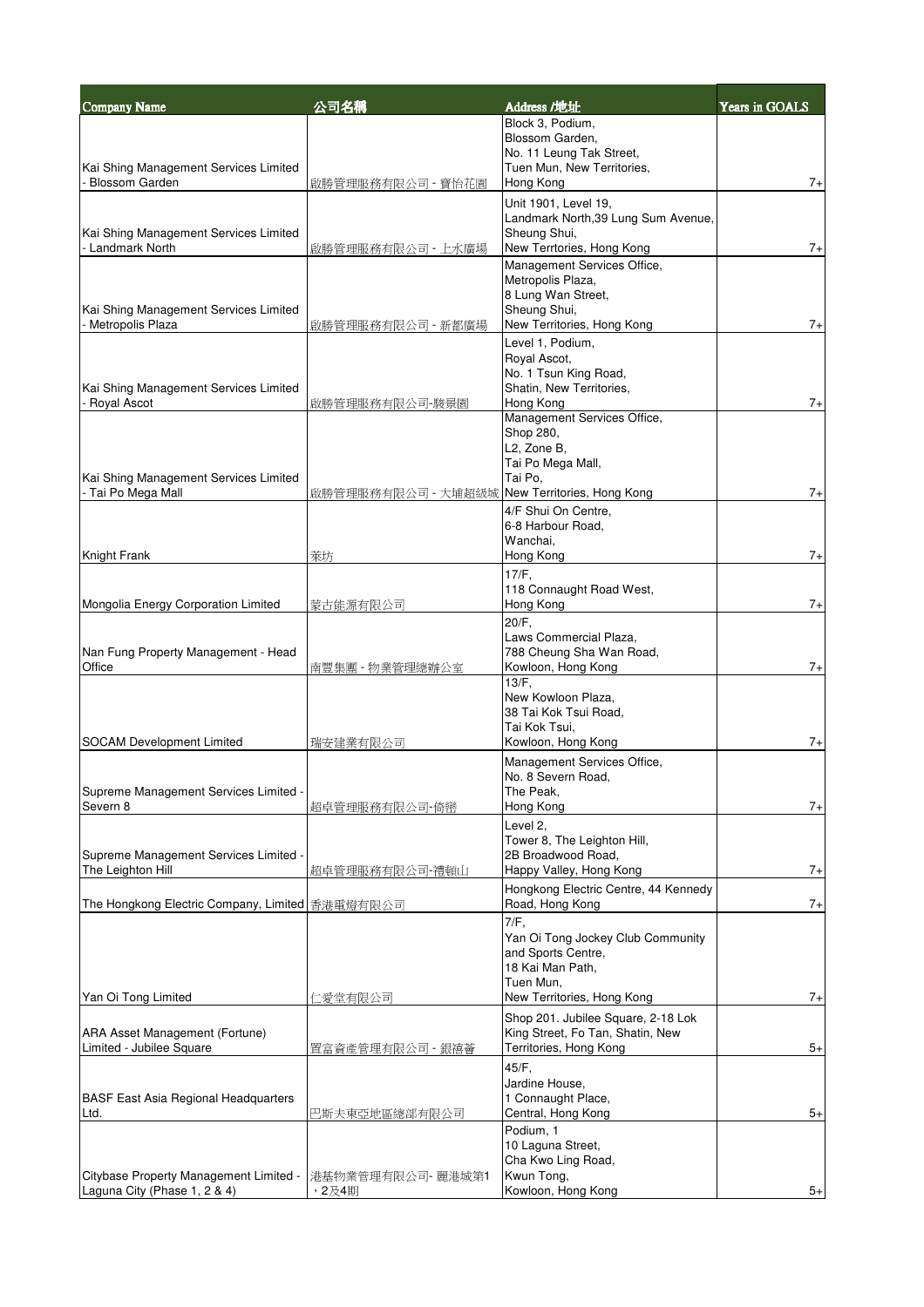| Company Name | 公司名稱 | Address /地址 | Years in GOALS |
|---|---|---|---|
| Kai Shing Management Services Limited - Blossom Garden | 啟勝管理服務有限公司 - 寶怡花園 | Block 3, Podium, Blossom Garden, No. 11 Leung Tak Street, Tuen Mun, New Territories, Hong Kong | 7+ |
| Kai Shing Management Services Limited - Landmark North | 啟勝管理服務有限公司 - 上水廣場 | Unit 1901, Level 19, Landmark North,39 Lung Sum Avenue, Sheung Shui, New Terrtories, Hong Kong | 7+ |
| Kai Shing Management Services Limited - Metropolis Plaza | 啟勝管理服務有限公司 - 新都廣場 | Management Services Office, Metropolis Plaza, 8 Lung Wan Street, Sheung Shui, New Territories, Hong Kong | 7+ |
| Kai Shing Management Services Limited - Royal Ascot | 啟勝管理服務有限公司-駿景園 | Level 1, Podium, Royal Ascot, No. 1 Tsun King Road, Shatin, New Territories, Hong Kong | 7+ |
| Kai Shing Management Services Limited - Tai Po Mega Mall | 啟勝管理服務有限公司 - 大埔超級城 | Management Services Office, Shop 280, L2, Zone B, Tai Po Mega Mall, Tai Po, New Territories, Hong Kong | 7+ |
| Knight Frank | 萊坊 | 4/F Shui On Centre, 6-8 Harbour Road, Wanchai, Hong Kong | 7+ |
| Mongolia Energy Corporation Limited | 蒙古能源有限公司 | 17/F, 118 Connaught Road West, Hong Kong | 7+ |
| Nan Fung Property Management - Head Office | 南豐集團 - 物業管理總辦公室 | 20/F, Laws Commercial Plaza, 788 Cheung Sha Wan Road, Kowloon, Hong Kong | 7+ |
| SOCAM Development Limited | 瑞安建業有限公司 | 13/F, New Kowloon Plaza, 38 Tai Kok Tsui Road, Tai Kok Tsui, Kowloon, Hong Kong | 7+ |
| Supreme Management Services Limited - Severn 8 | 超卓管理服務有限公司-倚巒 | Management Services Office, No. 8 Severn Road, The Peak, Hong Kong | 7+ |
| Supreme Management Services Limited - The Leighton Hill | 超卓管理服務有限公司-禮頓山 | Level 2, Tower 8, The Leighton Hill, 2B Broadwood Road, Happy Valley, Hong Kong | 7+ |
| The Hongkong Electric Company, Limited | 香港電燈有限公司 | Hongkong Electric Centre, 44 Kennedy Road, Hong Kong | 7+ |
| Yan Oi Tong Limited | 仁愛堂有限公司 | 7/F, Yan Oi Tong Jockey Club Community and Sports Centre, 18 Kai Man Path, Tuen Mun, New Territories, Hong Kong | 7+ |
| ARA Asset Management (Fortune) Limited - Jubilee Square | 置富資產管理有限公司 - 銀禧薈 | Shop 201. Jubilee Square, 2-18 Lok King Street, Fo Tan, Shatin, New Territories, Hong Kong | 5+ |
| BASF East Asia Regional Headquarters Ltd. | 巴斯夫東亞地區總部有限公司 | 45/F, Jardine House, 1 Connaught Place, Central, Hong Kong | 5+ |
| Citybase Property Management Limited - Laguna City (Phase 1, 2 & 4) | 港基物業管理有限公司- 麗港城第1，2及4期 | Podium, 1 10 Laguna Street, Cha Kwo Ling Road, Kwun Tong, Kowloon, Hong Kong | 5+ |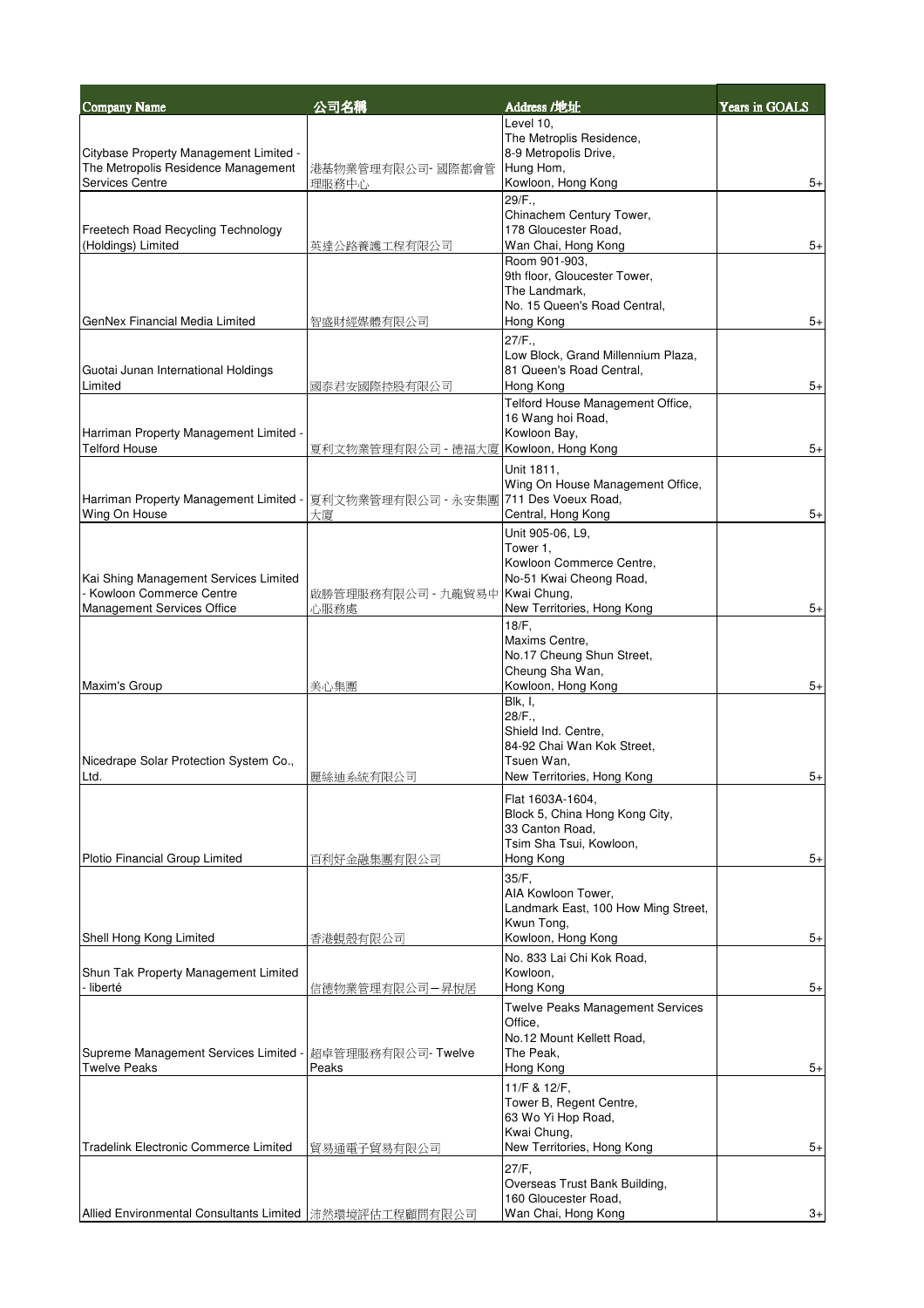| Company Name | 公司名稱 | Address /地址 | Years in GOALS |
|---|---|---|---|
| Citybase Property Management Limited - The Metropolis Residence Management Services Centre | 港基物業管理有限公司- 國際都會管理服務中心 | Level 10, The Metroplis Residence, 8-9 Metropolis Drive, Hung Hom, Kowloon, Hong Kong | 5+ |
| Freetech Road Recycling Technology (Holdings) Limited | 英達公路養護工程有限公司 | 29/F., Chinachem Century Tower, 178 Gloucester Road, Wan Chai, Hong Kong | 5+ |
| GenNex Financial Media Limited | 智盛財經媒體有限公司 | Room 901-903, 9th floor, Gloucester Tower, The Landmark, No. 15 Queen's Road Central, Hong Kong | 5+ |
| Guotai Junan International Holdings Limited | 國泰君安國際控股有限公司 | 27/F., Low Block, Grand Millennium Plaza, 81 Queen's Road Central, Hong Kong | 5+ |
| Harriman Property Management Limited - Telford House | 夏利文物業管理有限公司 - 德福大廈 | Telford House Management Office, 16 Wang hoi Road, Kowloon Bay, Kowloon, Hong Kong | 5+ |
| Harriman Property Management Limited - Wing On House | 夏利文物業管理有限公司 - 永安集團大廈 | Unit 1811, Wing On House Management Office, 711 Des Voeux Road, Central, Hong Kong | 5+ |
| Kai Shing Management Services Limited - Kowloon Commerce Centre Management Services Office | 啟勝管理服務有限公司 - 九龍貿易中心服務處 | Unit 905-06, L9, Tower 1, Kowloon Commerce Centre, No-51 Kwai Cheong Road, Kwai Chung, New Territories, Hong Kong | 5+ |
| Maxim's Group | 美心集團 | 18/F, Maxims Centre, No.17 Cheung Shun Street, Cheung Sha Wan, Kowloon, Hong Kong | 5+ |
| Nicedrape Solar Protection System Co., Ltd. | 麗絲迪系統有限公司 | Blk, I, 28/F., Shield Ind. Centre, 84-92 Chai Wan Kok Street, Tsuen Wan, New Territories, Hong Kong | 5+ |
| Plotio Financial Group Limited | 百利好金融集團有限公司 | Flat 1603A-1604, Block 5, China Hong Kong City, 33 Canton Road, Tsim Sha Tsui, Kowloon, Hong Kong | 5+ |
| Shell Hong Kong Limited | 香港蜆殼有限公司 | 35/F, AIA Kowloon Tower, Landmark East, 100 How Ming Street, Kwun Tong, Kowloon, Hong Kong | 5+ |
| Shun Tak Property Management Limited - liberté | 信德物業管理有限公司－昇悅居 | No. 833 Lai Chi Kok Road, Kowloon, Hong Kong | 5+ |
| Supreme Management Services Limited - Twelve Peaks | 超卓管理服務有限公司- Twelve Peaks | Twelve Peaks Management Services Office, No.12 Mount Kellett Road, The Peak, Hong Kong | 5+ |
| Tradelink Electronic Commerce Limited | 貿易通電子貿易有限公司 | 11/F & 12/F, Tower B, Regent Centre, 63 Wo Yi Hop Road, Kwai Chung, New Territories, Hong Kong | 5+ |
| Allied Environmental Consultants Limited | 沛然環境評估工程顧問有限公司 | 27/F, Overseas Trust Bank Building, 160 Gloucester Road, Wan Chai, Hong Kong | 3+ |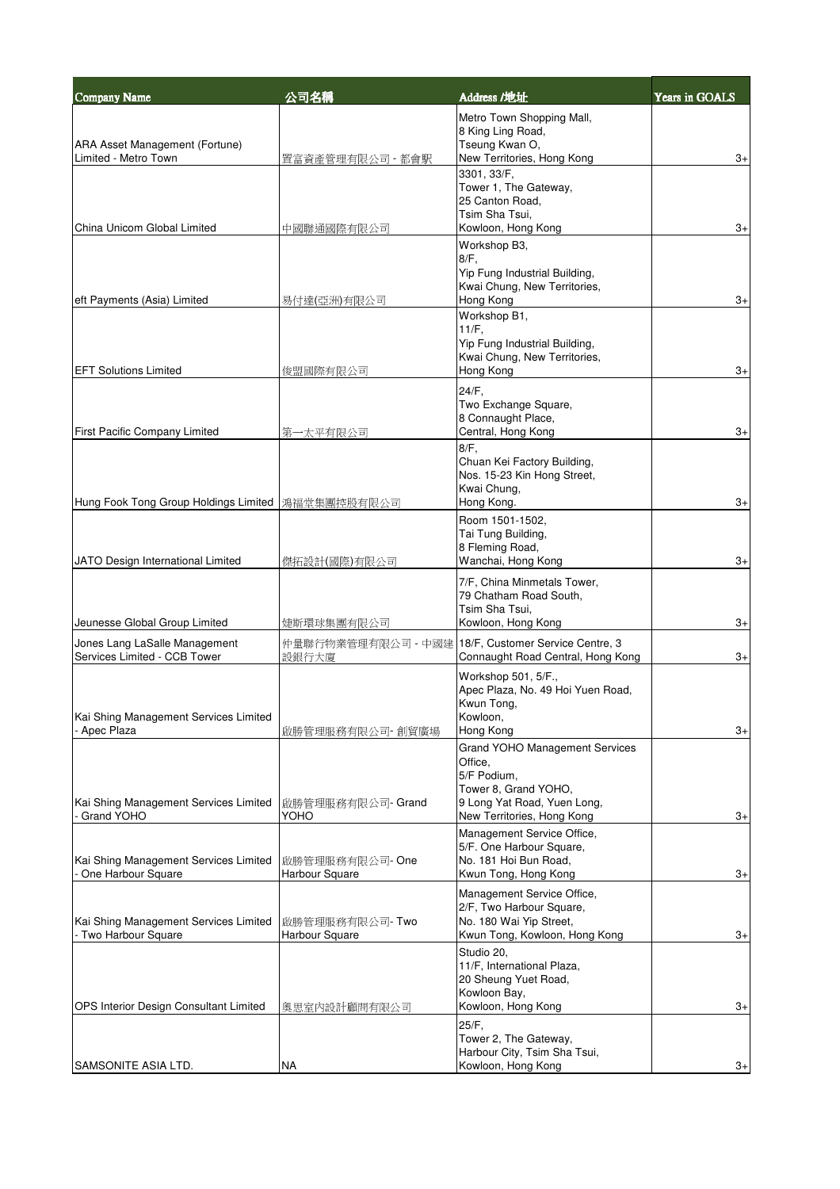| Company Name | 公司名稱 | Address /地址 | Years in GOALS |
|---|---|---|---|
| ARA Asset Management (Fortune) Limited - Metro Town | 置富資產管理有限公司 - 都會駅 | Metro Town Shopping Mall, 8 King Ling Road, Tseung Kwan O, New Territories, Hong Kong | 3+ |
| China Unicom Global Limited | 中國聯通國際有限公司 | 3301, 33/F, Tower 1, The Gateway, 25 Canton Road, Tsim Sha Tsui, Kowloon, Hong Kong | 3+ |
| eft Payments (Asia) Limited | 易付達(亞洲)有限公司 | Workshop B3, 8/F, Yip Fung Industrial Building, Kwai Chung, New Territories, Hong Kong | 3+ |
| EFT Solutions Limited | 俊盟國際有限公司 | Workshop B1, 11/F, Yip Fung Industrial Building, Kwai Chung, New Territories, Hong Kong | 3+ |
| First Pacific Company Limited | 第一太平有限公司 | 24/F, Two Exchange Square, 8 Connaught Place, Central, Hong Kong | 3+ |
| Hung Fook Tong Group Holdings Limited | 鴻福堂集團控股有限公司 | 8/F, Chuan Kei Factory Building, Nos. 15-23 Kin Hong Street, Kwai Chung, Hong Kong. | 3+ |
| JATO Design International Limited | 傑拓設計(國際)有限公司 | Room 1501-1502, Tai Tung Building, 8 Fleming Road, Wanchai, Hong Kong | 3+ |
| Jeunesse Global Group Limited | 婕斯環球集團有限公司 | 7/F, China Minmetals Tower, 79 Chatham Road South, Tsim Sha Tsui, Kowloon, Hong Kong | 3+ |
| Jones Lang LaSalle Management Services Limited - CCB Tower | 仲量聯行物業管理有限公司 - 中國建設銀行大廈 | 18/F, Customer Service Centre, 3 Connaught Road Central, Hong Kong | 3+ |
| Kai Shing Management Services Limited - Apec Plaza | 啟勝管理服務有限公司- 創貿廣場 | Workshop 501, 5/F., Apec Plaza, No. 49 Hoi Yuen Road, Kwun Tong, Kowloon, Hong Kong | 3+ |
| Kai Shing Management Services Limited - Grand YOHO | 啟勝管理服務有限公司- Grand YOHO | Grand YOHO Management Services Office, 5/F Podium, Tower 8, Grand YOHO, 9 Long Yat Road, Yuen Long, New Territories, Hong Kong | 3+ |
| Kai Shing Management Services Limited - One Harbour Square | 啟勝管理服務有限公司- One Harbour Square | Management Service Office, 5/F. One Harbour Square, No. 181 Hoi Bun Road, Kwun Tong, Hong Kong | 3+ |
| Kai Shing Management Services Limited - Two Harbour Square | 啟勝管理服務有限公司- Two Harbour Square | Management Service Office, 2/F, Two Harbour Square, No. 180 Wai Yip Street, Kwun Tong, Kowloon, Hong Kong | 3+ |
| OPS Interior Design Consultant Limited | 奧思室內設計顧問有限公司 | Studio 20, 11/F, International Plaza, 20 Sheung Yuet Road, Kowloon Bay, Kowloon, Hong Kong | 3+ |
| SAMSONITE ASIA LTD. | NA | 25/F, Tower 2, The Gateway, Harbour City, Tsim Sha Tsui, Kowloon, Hong Kong | 3+ |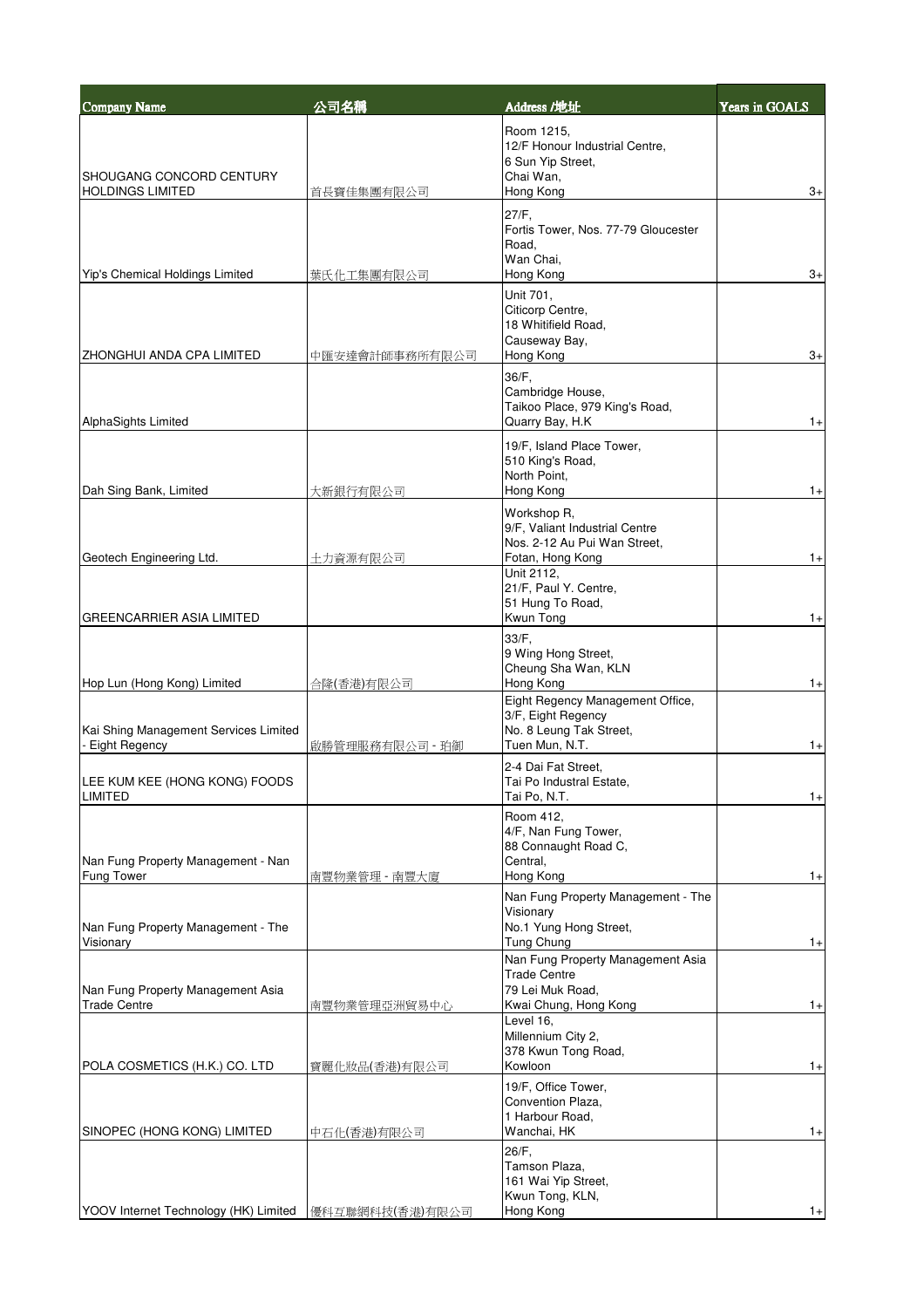| Company Name | 公司名稱 | Address /地址 | Years in GOALS |
|---|---|---|---|
| SHOUGANG CONCORD CENTURY HOLDINGS LIMITED | 首長寶佳集團有限公司 | Room 1215, 12/F Honour Industrial Centre, 6 Sun Yip Street, Chai Wan, Hong Kong | 3+ |
| Yip's Chemical Holdings Limited | 葉氏化工集團有限公司 | 27/F, Fortis Tower, Nos. 77-79 Gloucester Road, Wan Chai, Hong Kong | 3+ |
| ZHONGHUI ANDA CPA LIMITED | 中匯安達會計師事務所有限公司 | Unit 701, Citicorp Centre, 18 Whitifield Road, Causeway Bay, Hong Kong | 3+ |
| AlphaSights Limited | | 36/F, Cambridge House, Taikoo Place, 979 King's Road, Quarry Bay, H.K | 1+ |
| Dah Sing Bank, Limited | 大新銀行有限公司 | 19/F, Island Place Tower, 510 King's Road, North Point, Hong Kong | 1+ |
| Geotech Engineering Ltd. | 土力資源有限公司 | Workshop R, 9/F, Valiant Industrial Centre Nos. 2-12 Au Pui Wan Street, Fotan, Hong Kong | 1+ |
| GREENCARRIER ASIA LIMITED | | Unit 2112, 21/F, Paul Y. Centre, 51 Hung To Road, Kwun Tong | 1+ |
| Hop Lun (Hong Kong) Limited | 合隆(香港)有限公司 | 33/F, 9 Wing Hong Street, Cheung Sha Wan, KLN Hong Kong | 1+ |
| Kai Shing Management Services Limited - Eight Regency | 啟勝管理服務有限公司 - 珀御 | Eight Regency Management Office, 3/F, Eight Regency No. 8 Leung Tak Street, Tuen Mun, N.T. | 1+ |
| LEE KUM KEE (HONG KONG) FOODS LIMITED | | 2-4 Dai Fat Street, Tai Po Industral Estate, Tai Po, N.T. | 1+ |
| Nan Fung Property Management - Nan Fung Tower | 南豐物業管理 - 南豐大廈 | Room 412, 4/F, Nan Fung Tower, 88 Connaught Road C, Central, Hong Kong | 1+ |
| Nan Fung Property Management - The Visionary | | Nan Fung Property Management - The Visionary No.1 Yung Hong Street, Tung Chung | 1+ |
| Nan Fung Property Management Asia Trade Centre | 南豐物業管理亞洲貿易中心 | Nan Fung Property Management Asia Trade Centre 79 Lei Muk Road, Kwai Chung, Hong Kong | 1+ |
| POLA COSMETICS (H.K.) CO. LTD | 寶麗化妝品(香港)有限公司 | Level 16, Millennium City 2, 378 Kwun Tong Road, Kowloon | 1+ |
| SINOPEC (HONG KONG) LIMITED | 中石化(香港)有限公司 | 19/F, Office Tower, Convention Plaza, 1 Harbour Road, Wanchai, HK | 1+ |
| YOOV Internet Technology (HK) Limited | 優科互聯網科技(香港)有限公司 | 26/F, Tamson Plaza, 161 Wai Yip Street, Kwun Tong, KLN, Hong Kong | 1+ |